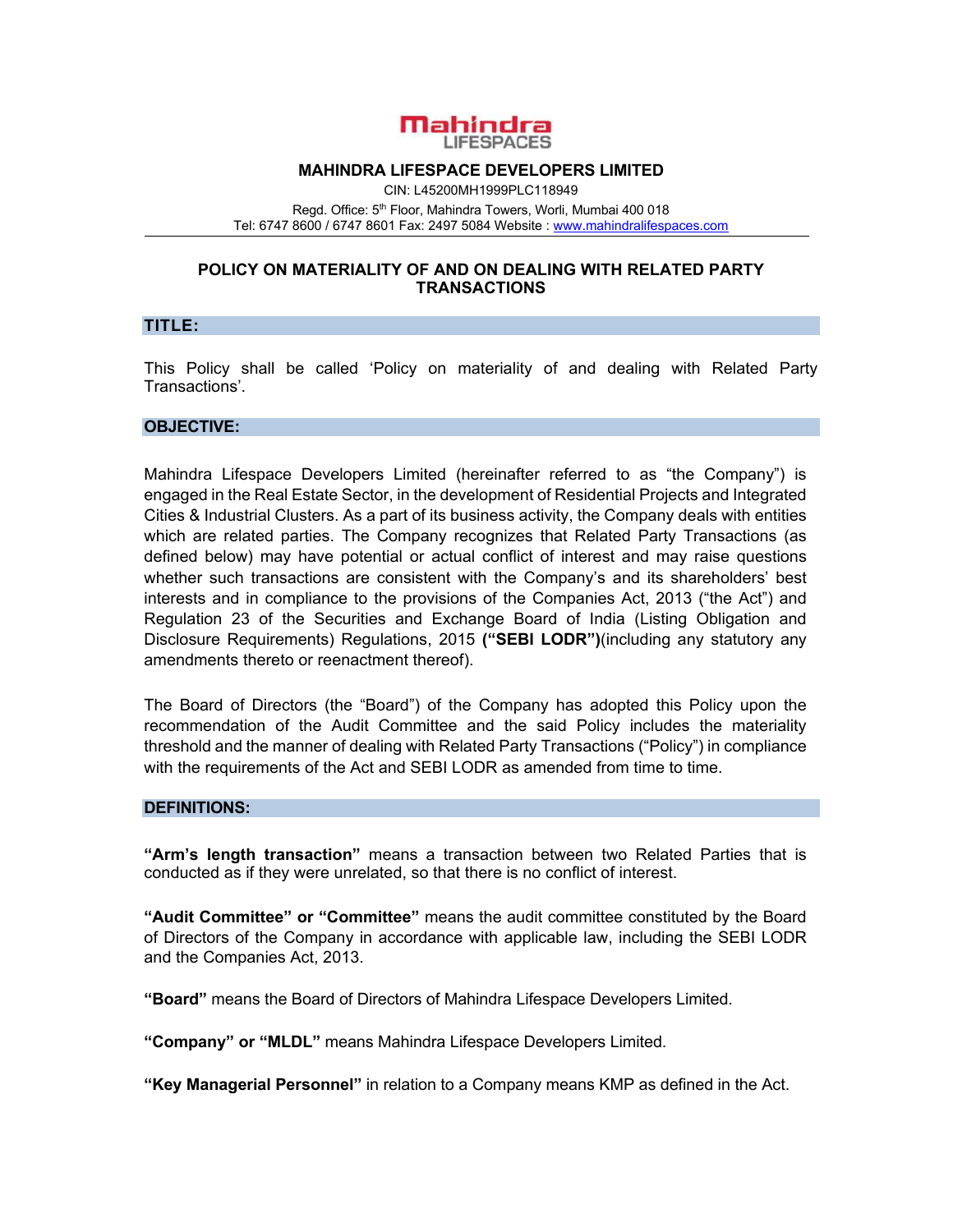**Mahindra LIFESPACES**

**MAHINDRA LIFESPACE DEVELOPERS LIMITED**

CIN: L45200MH1999PLC118949

Regd. Office: 5th Floor, Mahindra Towers, Worli, Mumbai 400 018

Tel: 6747 8600 / 6747 8601 Fax: 2497 5084 Website : www.mahindralifespaces.com

# POLICY ON MATERIALITY OF AND ON DEALING WITH RELATED PARTY TRANSACTIONS

## TITLE:

This Policy shall be called 'Policy on materiality of and dealing with Related Party Transactions'.

## OBJECTIVE:

Mahindra Lifespace Developers Limited (hereinafter referred to as "the Company") is engaged in the Real Estate Sector, in the development of Residential Projects and Integrated Cities & Industrial Clusters. As a part of its business activity, the Company deals with entities which are related parties. The Company recognizes that Related Party Transactions (as defined below) may have potential or actual conflict of interest and may raise questions whether such transactions are consistent with the Company's and its shareholders' best interests and in compliance to the provisions of the Companies Act, 2013 ("the Act") and Regulation 23 of the Securities and Exchange Board of India (Listing Obligation and Disclosure Requirements) Regulations, 2015 **("SEBI LODR")**(including any statutory any amendments thereto or reenactment thereof).

The Board of Directors (the "Board") of the Company has adopted this Policy upon the recommendation of the Audit Committee and the said Policy includes the materiality threshold and the manner of dealing with Related Party Transactions ("Policy") in compliance with the requirements of the Act and SEBI LODR as amended from time to time.

## DEFINITIONS:

**"Arm's length transaction"** means a transaction between two Related Parties that is conducted as if they were unrelated, so that there is no conflict of interest.

**"Audit Committee" or "Committee"** means the audit committee constituted by the Board of Directors of the Company in accordance with applicable law, including the SEBI LODR and the Companies Act, 2013.

**"Board"** means the Board of Directors of Mahindra Lifespace Developers Limited.

**"Company" or "MLDL"** means Mahindra Lifespace Developers Limited.

**"Key Managerial Personnel"** in relation to a Company means KMP as defined in the Act.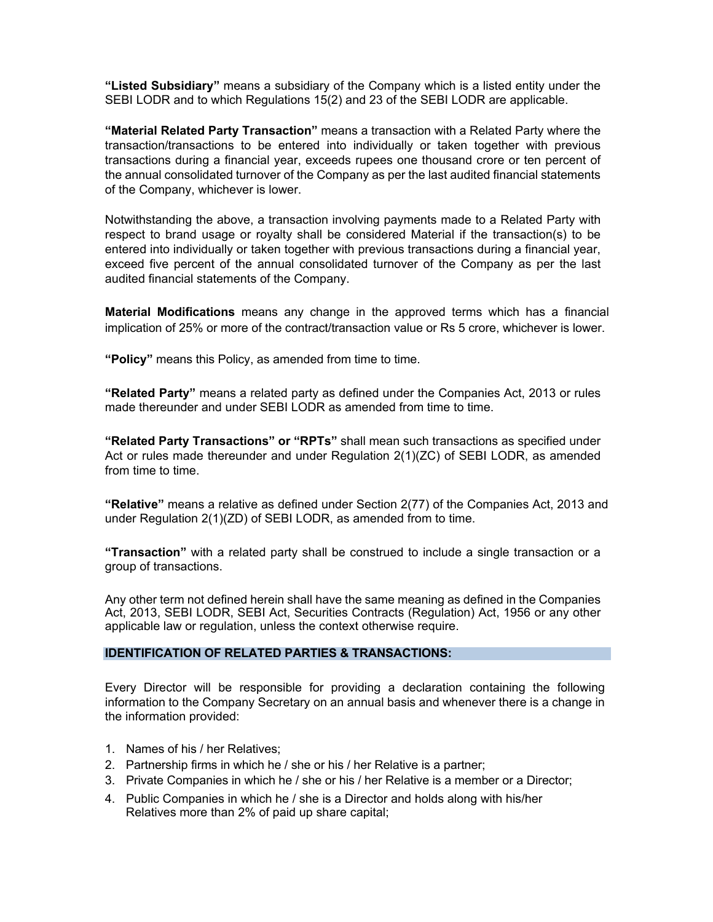**"Listed Subsidiary"** means a subsidiary of the Company which is a listed entity under the SEBI LODR and to which Regulations 15(2) and 23 of the SEBI LODR are applicable.

**"Material Related Party Transaction"** means a transaction with a Related Party where the transaction/transactions to be entered into individually or taken together with previous transactions during a financial year, exceeds rupees one thousand crore or ten percent of the annual consolidated turnover of the Company as per the last audited financial statements of the Company, whichever is lower.

Notwithstanding the above, a transaction involving payments made to a Related Party with respect to brand usage or royalty shall be considered Material if the transaction(s) to be entered into individually or taken together with previous transactions during a financial year, exceed five percent of the annual consolidated turnover of the Company as per the last audited financial statements of the Company.

**Material Modifications** means any change in the approved terms which has a financial implication of 25% or more of the contract/transaction value or Rs 5 crore, whichever is lower.

**"Policy"** means this Policy, as amended from time to time.

**"Related Party"** means a related party as defined under the Companies Act, 2013 or rules made thereunder and under SEBI LODR as amended from time to time.

**"Related Party Transactions" or "RPTs"** shall mean such transactions as specified under Act or rules made thereunder and under Regulation 2(1)(ZC) of SEBI LODR, as amended from time to time.

**"Relative"** means a relative as defined under Section 2(77) of the Companies Act, 2013 and under Regulation 2(1)(ZD) of SEBI LODR, as amended from to time.

**"Transaction"** with a related party shall be construed to include a single transaction or a group of transactions.

Any other term not defined herein shall have the same meaning as defined in the Companies Act, 2013, SEBI LODR, SEBI Act, Securities Contracts (Regulation) Act, 1956 or any other applicable law or regulation, unless the context otherwise require.

## IDENTIFICATION OF RELATED PARTIES & TRANSACTIONS:

Every Director will be responsible for providing a declaration containing the following information to the Company Secretary on an annual basis and whenever there is a change in the information provided:

1. Names of his / her Relatives;
2. Partnership firms in which he / she or his / her Relative is a partner;
3. Private Companies in which he / she or his / her Relative is a member or a Director;
4. Public Companies in which he / she is a Director and holds along with his/her Relatives more than 2% of paid up share capital;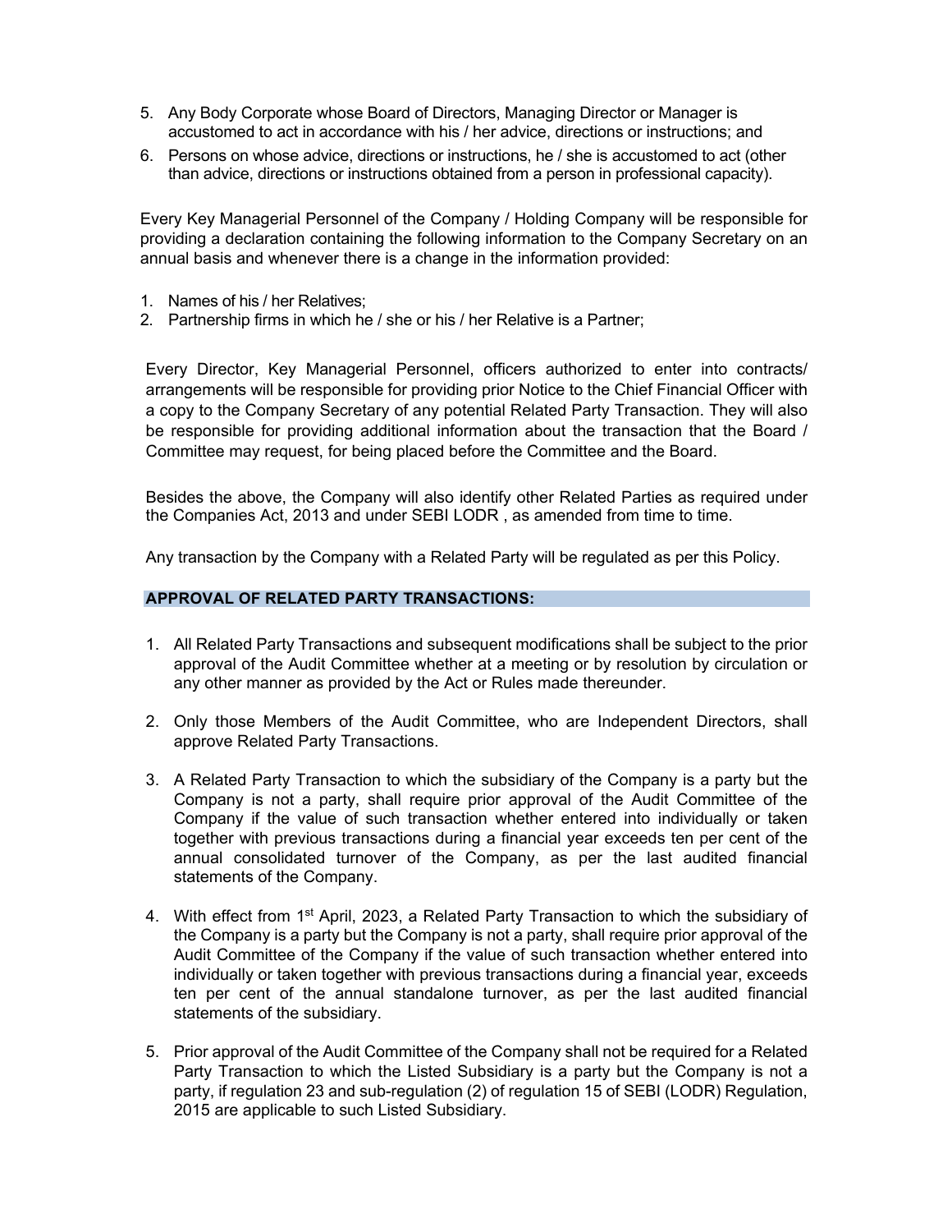5. Any Body Corporate whose Board of Directors, Managing Director or Manager is accustomed to act in accordance with his / her advice, directions or instructions; and
6. Persons on whose advice, directions or instructions, he / she is accustomed to act (other than advice, directions or instructions obtained from a person in professional capacity).

Every Key Managerial Personnel of the Company / Holding Company will be responsible for providing a declaration containing the following information to the Company Secretary on an annual basis and whenever there is a change in the information provided:

1. Names of his / her Relatives;
2. Partnership firms in which he / she or his / her Relative is a Partner;

Every Director, Key Managerial Personnel, officers authorized to enter into contracts/ arrangements will be responsible for providing prior Notice to the Chief Financial Officer with a copy to the Company Secretary of any potential Related Party Transaction. They will also be responsible for providing additional information about the transaction that the Board / Committee may request, for being placed before the Committee and the Board.

Besides the above, the Company will also identify other Related Parties as required under the Companies Act, 2013 and under SEBI LODR , as amended from time to time.

Any transaction by the Company with a Related Party will be regulated as per this Policy.

## APPROVAL OF RELATED PARTY TRANSACTIONS:

1. All Related Party Transactions and subsequent modifications shall be subject to the prior approval of the Audit Committee whether at a meeting or by resolution by circulation or any other manner as provided by the Act or Rules made thereunder.

2. Only those Members of the Audit Committee, who are Independent Directors, shall approve Related Party Transactions.

3. A Related Party Transaction to which the subsidiary of the Company is a party but the Company is not a party, shall require prior approval of the Audit Committee of the Company if the value of such transaction whether entered into individually or taken together with previous transactions during a financial year exceeds ten per cent of the annual consolidated turnover of the Company, as per the last audited financial statements of the Company.

4. With effect from 1st April, 2023, a Related Party Transaction to which the subsidiary of the Company is a party but the Company is not a party, shall require prior approval of the Audit Committee of the Company if the value of such transaction whether entered into individually or taken together with previous transactions during a financial year, exceeds ten per cent of the annual standalone turnover, as per the last audited financial statements of the subsidiary.

5. Prior approval of the Audit Committee of the Company shall not be required for a Related Party Transaction to which the Listed Subsidiary is a party but the Company is not a party, if regulation 23 and sub-regulation (2) of regulation 15 of SEBI (LODR) Regulation, 2015 are applicable to such Listed Subsidiary.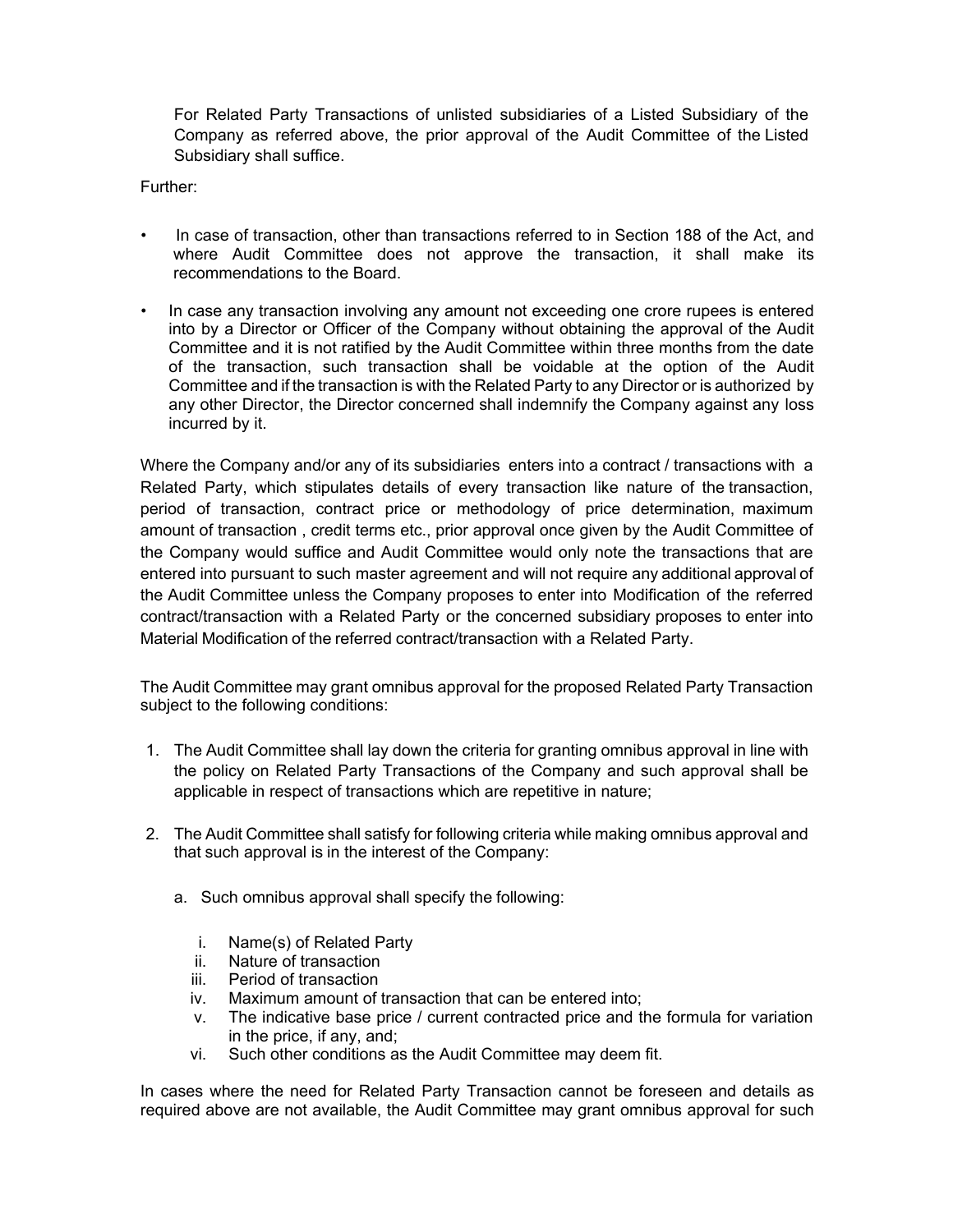For Related Party Transactions of unlisted subsidiaries of a Listed Subsidiary of the Company as referred above, the prior approval of the Audit Committee of the Listed Subsidiary shall suffice.

Further:

- In case of transaction, other than transactions referred to in Section 188 of the Act, and where Audit Committee does not approve the transaction, it shall make its recommendations to the Board.

- In case any transaction involving any amount not exceeding one crore rupees is entered into by a Director or Officer of the Company without obtaining the approval of the Audit Committee and it is not ratified by the Audit Committee within three months from the date of the transaction, such transaction shall be voidable at the option of the Audit Committee and if the transaction is with the Related Party to any Director or is authorized by any other Director, the Director concerned shall indemnify the Company against any loss incurred by it.

Where the Company and/or any of its subsidiaries enters into a contract / transactions with a Related Party, which stipulates details of every transaction like nature of the transaction, period of transaction, contract price or methodology of price determination, maximum amount of transaction , credit terms etc., prior approval once given by the Audit Committee of the Company would suffice and Audit Committee would only note the transactions that are entered into pursuant to such master agreement and will not require any additional approval of the Audit Committee unless the Company proposes to enter into Modification of the referred contract/transaction with a Related Party or the concerned subsidiary proposes to enter into Material Modification of the referred contract/transaction with a Related Party.

The Audit Committee may grant omnibus approval for the proposed Related Party Transaction subject to the following conditions:

1. The Audit Committee shall lay down the criteria for granting omnibus approval in line with the policy on Related Party Transactions of the Company and such approval shall be applicable in respect of transactions which are repetitive in nature;

2. The Audit Committee shall satisfy for following criteria while making omnibus approval and that such approval is in the interest of the Company:

   a. Such omnibus approval shall specify the following:

      i. Name(s) of Related Party
      ii. Nature of transaction
      iii. Period of transaction
      iv. Maximum amount of transaction that can be entered into;
      v. The indicative base price / current contracted price and the formula for variation in the price, if any, and;
      vi. Such other conditions as the Audit Committee may deem fit.

In cases where the need for Related Party Transaction cannot be foreseen and details as required above are not available, the Audit Committee may grant omnibus approval for such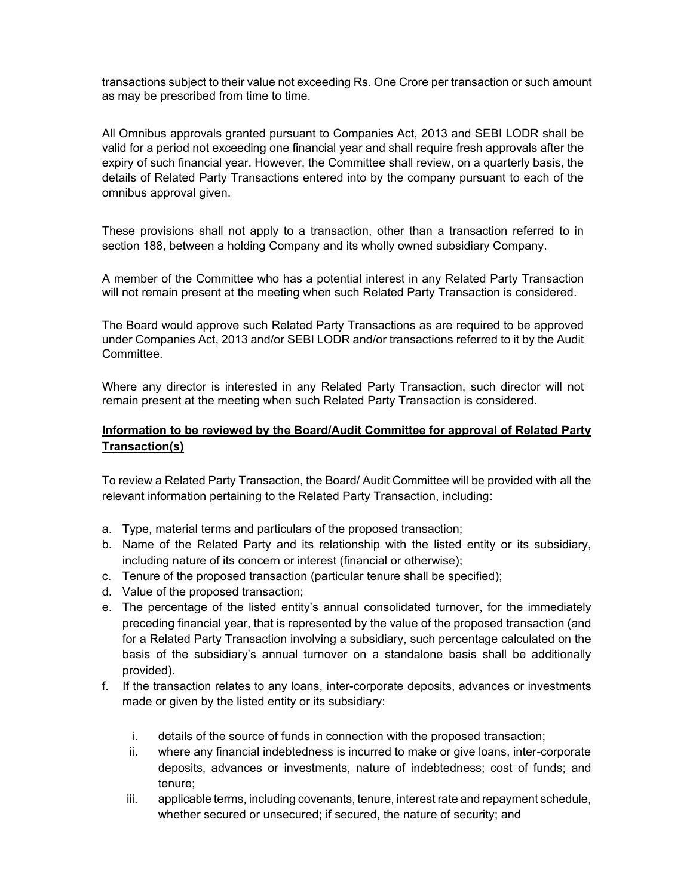transactions subject to their value not exceeding Rs. One Crore per transaction or such amount as may be prescribed from time to time.

All Omnibus approvals granted pursuant to Companies Act, 2013 and SEBI LODR shall be valid for a period not exceeding one financial year and shall require fresh approvals after the expiry of such financial year. However, the Committee shall review, on a quarterly basis, the details of Related Party Transactions entered into by the company pursuant to each of the omnibus approval given.

These provisions shall not apply to a transaction, other than a transaction referred to in section 188, between a holding Company and its wholly owned subsidiary Company.

A member of the Committee who has a potential interest in any Related Party Transaction will not remain present at the meeting when such Related Party Transaction is considered.

The Board would approve such Related Party Transactions as are required to be approved under Companies Act, 2013 and/or SEBI LODR and/or transactions referred to it by the Audit Committee.

Where any director is interested in any Related Party Transaction, such director will not remain present at the meeting when such Related Party Transaction is considered.

**Information to be reviewed by the Board/Audit Committee for approval of Related Party Transaction(s)**

To review a Related Party Transaction, the Board/ Audit Committee will be provided with all the relevant information pertaining to the Related Party Transaction, including:

a. Type, material terms and particulars of the proposed transaction;
b. Name of the Related Party and its relationship with the listed entity or its subsidiary, including nature of its concern or interest (financial or otherwise);
c. Tenure of the proposed transaction (particular tenure shall be specified);
d. Value of the proposed transaction;
e. The percentage of the listed entity's annual consolidated turnover, for the immediately preceding financial year, that is represented by the value of the proposed transaction (and for a Related Party Transaction involving a subsidiary, such percentage calculated on the basis of the subsidiary's annual turnover on a standalone basis shall be additionally provided).
f. If the transaction relates to any loans, inter-corporate deposits, advances or investments made or given by the listed entity or its subsidiary:
   i. details of the source of funds in connection with the proposed transaction;
   ii. where any financial indebtedness is incurred to make or give loans, inter-corporate deposits, advances or investments, nature of indebtedness; cost of funds; and tenure;
   iii. applicable terms, including covenants, tenure, interest rate and repayment schedule, whether secured or unsecured; if secured, the nature of security; and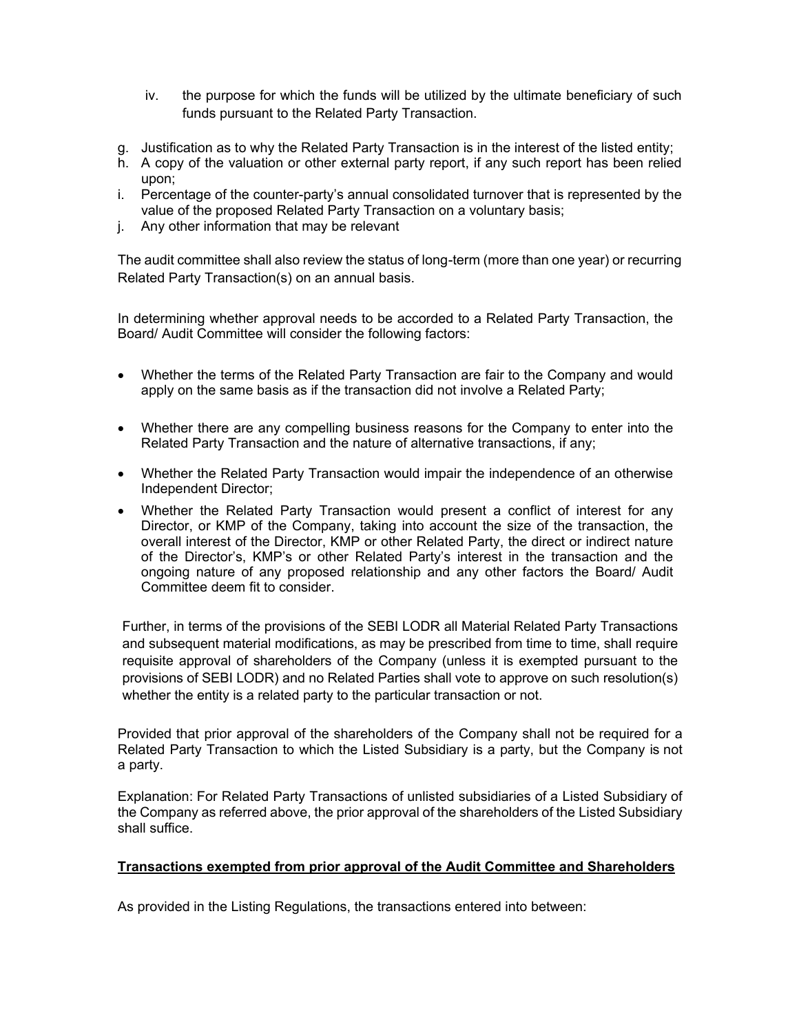iv. the purpose for which the funds will be utilized by the ultimate beneficiary of such funds pursuant to the Related Party Transaction.

g. Justification as to why the Related Party Transaction is in the interest of the listed entity;
h. A copy of the valuation or other external party report, if any such report has been relied upon;
i. Percentage of the counter-party's annual consolidated turnover that is represented by the value of the proposed Related Party Transaction on a voluntary basis;
j. Any other information that may be relevant

The audit committee shall also review the status of long-term (more than one year) or recurring Related Party Transaction(s) on an annual basis.

In determining whether approval needs to be accorded to a Related Party Transaction, the Board/ Audit Committee will consider the following factors:

- Whether the terms of the Related Party Transaction are fair to the Company and would apply on the same basis as if the transaction did not involve a Related Party;
- Whether there are any compelling business reasons for the Company to enter into the Related Party Transaction and the nature of alternative transactions, if any;
- Whether the Related Party Transaction would impair the independence of an otherwise Independent Director;
- Whether the Related Party Transaction would present a conflict of interest for any Director, or KMP of the Company, taking into account the size of the transaction, the overall interest of the Director, KMP or other Related Party, the direct or indirect nature of the Director's, KMP's or other Related Party's interest in the transaction and the ongoing nature of any proposed relationship and any other factors the Board/ Audit Committee deem fit to consider.

Further, in terms of the provisions of the SEBI LODR all Material Related Party Transactions and subsequent material modifications, as may be prescribed from time to time, shall require requisite approval of shareholders of the Company (unless it is exempted pursuant to the provisions of SEBI LODR) and no Related Parties shall vote to approve on such resolution(s) whether the entity is a related party to the particular transaction or not.

Provided that prior approval of the shareholders of the Company shall not be required for a Related Party Transaction to which the Listed Subsidiary is a party, but the Company is not a party.

Explanation: For Related Party Transactions of unlisted subsidiaries of a Listed Subsidiary of the Company as referred above, the prior approval of the shareholders of the Listed Subsidiary shall suffice.

**<u>Transactions exempted from prior approval of the Audit Committee and Shareholders</u>**

As provided in the Listing Regulations, the transactions entered into between: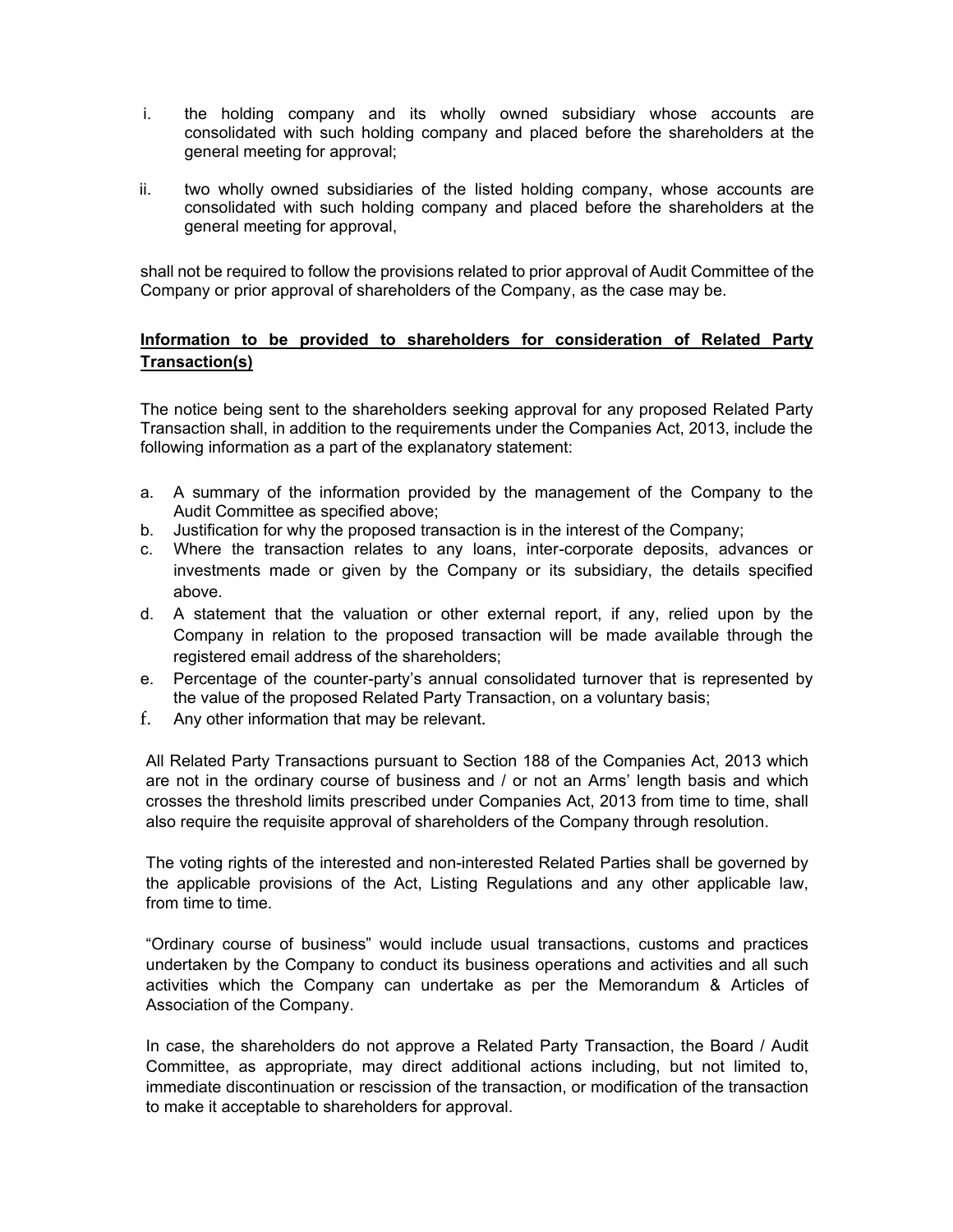i. the holding company and its wholly owned subsidiary whose accounts are consolidated with such holding company and placed before the shareholders at the general meeting for approval;

ii. two wholly owned subsidiaries of the listed holding company, whose accounts are consolidated with such holding company and placed before the shareholders at the general meeting for approval,

shall not be required to follow the provisions related to prior approval of Audit Committee of the Company or prior approval of shareholders of the Company, as the case may be.

**Information to be provided to shareholders for consideration of Related Party Transaction(s)**

The notice being sent to the shareholders seeking approval for any proposed Related Party Transaction shall, in addition to the requirements under the Companies Act, 2013, include the following information as a part of the explanatory statement:

a. A summary of the information provided by the management of the Company to the Audit Committee as specified above;
b. Justification for why the proposed transaction is in the interest of the Company;
c. Where the transaction relates to any loans, inter-corporate deposits, advances or investments made or given by the Company or its subsidiary, the details specified above.
d. A statement that the valuation or other external report, if any, relied upon by the Company in relation to the proposed transaction will be made available through the registered email address of the shareholders;
e. Percentage of the counter-party's annual consolidated turnover that is represented by the value of the proposed Related Party Transaction, on a voluntary basis;
f. Any other information that may be relevant.

All Related Party Transactions pursuant to Section 188 of the Companies Act, 2013 which are not in the ordinary course of business and / or not an Arms' length basis and which crosses the threshold limits prescribed under Companies Act, 2013 from time to time, shall also require the requisite approval of shareholders of the Company through resolution.

The voting rights of the interested and non-interested Related Parties shall be governed by the applicable provisions of the Act, Listing Regulations and any other applicable law, from time to time.

"Ordinary course of business" would include usual transactions, customs and practices undertaken by the Company to conduct its business operations and activities and all such activities which the Company can undertake as per the Memorandum & Articles of Association of the Company.

In case, the shareholders do not approve a Related Party Transaction, the Board / Audit Committee, as appropriate, may direct additional actions including, but not limited to, immediate discontinuation or rescission of the transaction, or modification of the transaction to make it acceptable to shareholders for approval.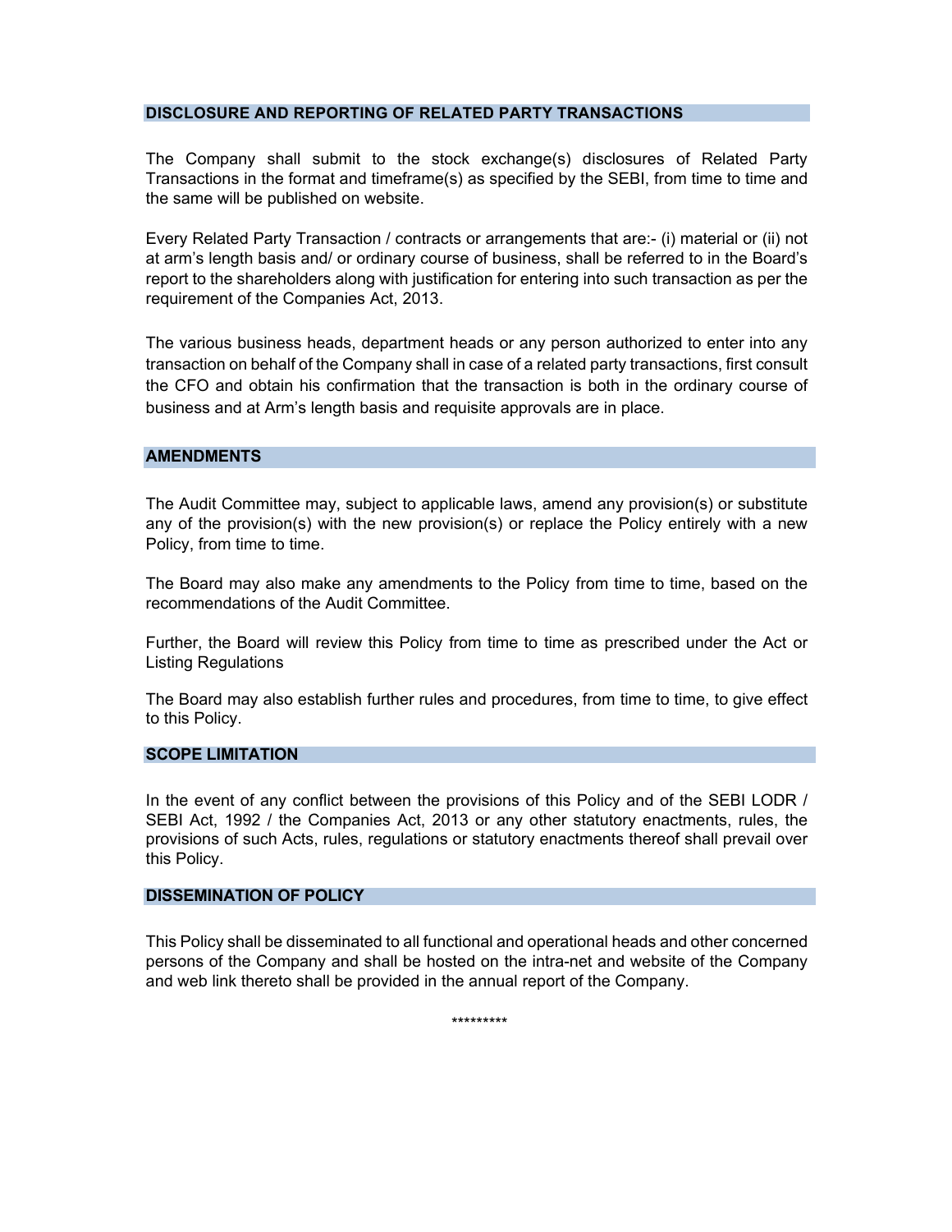## DISCLOSURE AND REPORTING OF RELATED PARTY TRANSACTIONS

The Company shall submit to the stock exchange(s) disclosures of Related Party Transactions in the format and timeframe(s) as specified by the SEBI, from time to time and the same will be published on website.

Every Related Party Transaction / contracts or arrangements that are:- (i) material or (ii) not at arm's length basis and/ or ordinary course of business, shall be referred to in the Board's report to the shareholders along with justification for entering into such transaction as per the requirement of the Companies Act, 2013.

The various business heads, department heads or any person authorized to enter into any transaction on behalf of the Company shall in case of a related party transactions, first consult the CFO and obtain his confirmation that the transaction is both in the ordinary course of business and at Arm's length basis and requisite approvals are in place.

## AMENDMENTS

The Audit Committee may, subject to applicable laws, amend any provision(s) or substitute any of the provision(s) with the new provision(s) or replace the Policy entirely with a new Policy, from time to time.

The Board may also make any amendments to the Policy from time to time, based on the recommendations of the Audit Committee.

Further, the Board will review this Policy from time to time as prescribed under the Act or Listing Regulations

The Board may also establish further rules and procedures, from time to time, to give effect to this Policy.

## SCOPE LIMITATION

In the event of any conflict between the provisions of this Policy and of the SEBI LODR / SEBI Act, 1992 / the Companies Act, 2013 or any other statutory enactments, rules, the provisions of such Acts, rules, regulations or statutory enactments thereof shall prevail over this Policy.

## DISSEMINATION OF POLICY

This Policy shall be disseminated to all functional and operational heads and other concerned persons of the Company and shall be hosted on the intra-net and website of the Company and web link thereto shall be provided in the annual report of the Company.

*********